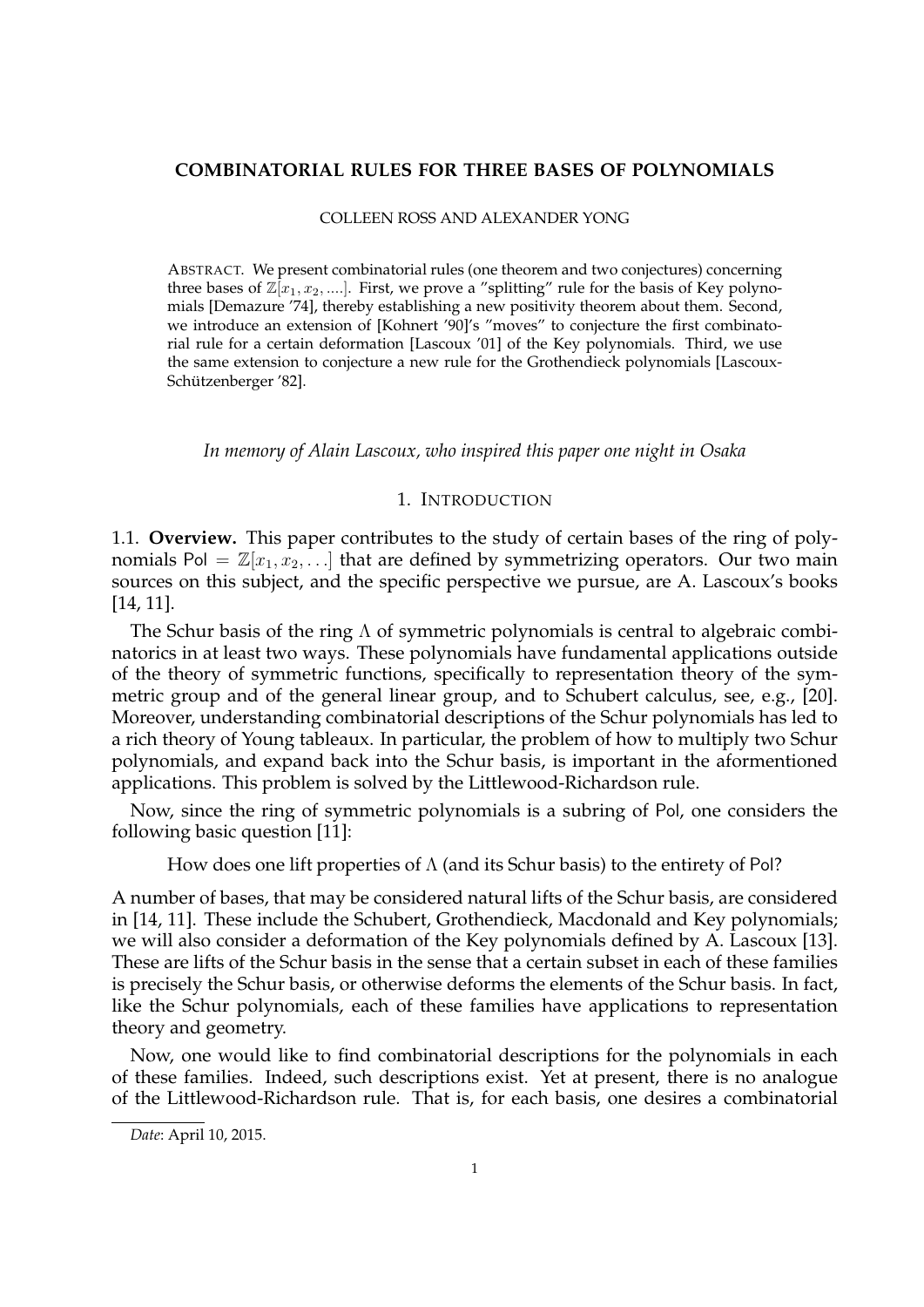# COMBINATORIAL RULES FOR THREE BASES OF POLYNOMIALS

COLLEEN ROSS AND ALEXANDER YONG

ABSTRACT. We present combinatorial rules (one theorem and two conjectures) concerning three bases of $\mathbb{Z}[x_1, x_2, ....]$. First, we prove a "splitting" rule for the basis of Key polynomials [Demazure '74], thereby establishing a new positivity theorem about them. Second, we introduce an extension of [Kohnert '90]'s "moves" to conjecture the first combinatorial rule for a certain deformation [Lascoux '01] of the Key polynomials. Third, we use the same extension to conjecture a new rule for the Grothendieck polynomials [Lascoux-Schützenberger '82].

*In memory of Alain Lascoux, who inspired this paper one night in Osaka*

## 1. INTRODUCTION

1.1. **Overview.** This paper contributes to the study of certain bases of the ring of polynomials $\mathsf{Pol} = \mathbb{Z}[x_1, x_2, \ldots]$ that are defined by symmetrizing operators. Our two main sources on this subject, and the specific perspective we pursue, are A. Lascoux's books [14, 11].

The Schur basis of the ring $\Lambda$ of symmetric polynomials is central to algebraic combinatorics in at least two ways. These polynomials have fundamental applications outside of the theory of symmetric functions, specifically to representation theory of the symmetric group and of the general linear group, and to Schubert calculus, see, e.g., [20]. Moreover, understanding combinatorial descriptions of the Schur polynomials has led to a rich theory of Young tableaux. In particular, the problem of how to multiply two Schur polynomials, and expand back into the Schur basis, is important in the aforementioned applications. This problem is solved by the Littlewood-Richardson rule.

Now, since the ring of symmetric polynomials is a subring of $\mathsf{Pol}$, one considers the following basic question [11]:

How does one lift properties of $\Lambda$ (and its Schur basis) to the entirety of $\mathsf{Pol}$?

A number of bases, that may be considered natural lifts of the Schur basis, are considered in [14, 11]. These include the Schubert, Grothendieck, Macdonald and Key polynomials; we will also consider a deformation of the Key polynomials defined by A. Lascoux [13]. These are lifts of the Schur basis in the sense that a certain subset in each of these families is precisely the Schur basis, or otherwise deforms the elements of the Schur basis. In fact, like the Schur polynomials, each of these families have applications to representation theory and geometry.

Now, one would like to find combinatorial descriptions for the polynomials in each of these families. Indeed, such descriptions exist. Yet at present, there is no analogue of the Littlewood-Richardson rule. That is, for each basis, one desires a combinatorial

*Date*: April 10, 2015.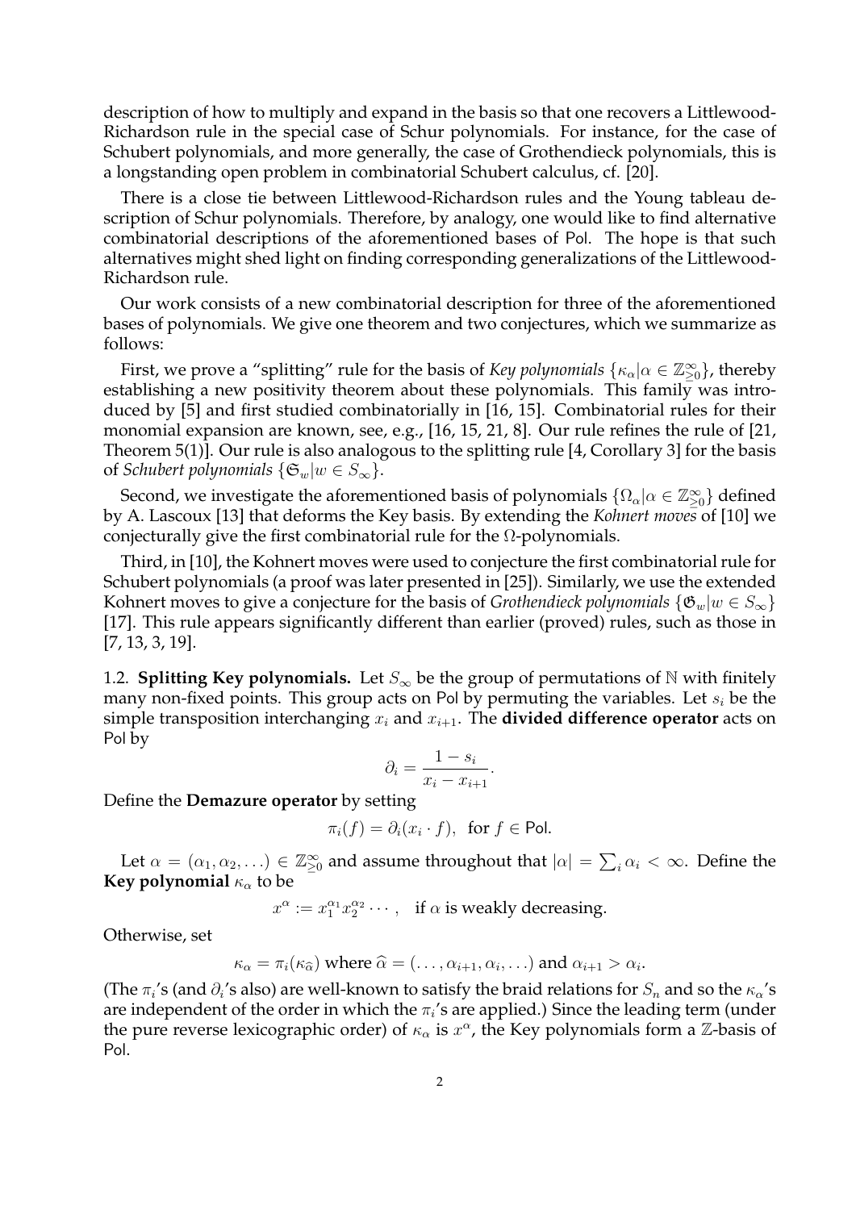description of how to multiply and expand in the basis so that one recovers a Littlewood-Richardson rule in the special case of Schur polynomials. For instance, for the case of Schubert polynomials, and more generally, the case of Grothendieck polynomials, this is a longstanding open problem in combinatorial Schubert calculus, cf. [20].

There is a close tie between Littlewood-Richardson rules and the Young tableau description of Schur polynomials. Therefore, by analogy, one would like to find alternative combinatorial descriptions of the aforementioned bases of Pol. The hope is that such alternatives might shed light on finding corresponding generalizations of the Littlewood-Richardson rule.

Our work consists of a new combinatorial description for three of the aforementioned bases of polynomials. We give one theorem and two conjectures, which we summarize as follows:

First, we prove a "splitting" rule for the basis of *Key polynomials* $\{\kappa_\alpha | \alpha \in \mathbb{Z}_{\geq 0}^{\infty}\}$, thereby establishing a new positivity theorem about these polynomials. This family was introduced by [5] and first studied combinatorially in [16, 15]. Combinatorial rules for their monomial expansion are known, see, e.g., [16, 15, 21, 8]. Our rule refines the rule of [21, Theorem 5(1)]. Our rule is also analogous to the splitting rule [4, Corollary 3] for the basis of *Schubert polynomials* $\{\mathfrak{S}_w | w \in S_\infty\}$.

Second, we investigate the aforementioned basis of polynomials $\{\Omega_\alpha | \alpha \in \mathbb{Z}_{\geq 0}^{\infty}\}$ defined by A. Lascoux [13] that deforms the Key basis. By extending the *Kohnert moves* of [10] we conjecturally give the first combinatorial rule for the $\Omega$-polynomials.

Third, in [10], the Kohnert moves were used to conjecture the first combinatorial rule for Schubert polynomials (a proof was later presented in [25]). Similarly, we use the extended Kohnert moves to give a conjecture for the basis of *Grothendieck polynomials* $\{\mathfrak{G}_w | w \in S_\infty\}$ [17]. This rule appears significantly different than earlier (proved) rules, such as those in [7, 13, 3, 19].

1.2. **Splitting Key polynomials.** Let $S_\infty$ be the group of permutations of $\mathbb{N}$ with finitely many non-fixed points. This group acts on Pol by permuting the variables. Let $s_i$ be the simple transposition interchanging $x_i$ and $x_{i+1}$. The **divided difference operator** acts on Pol by

$$\partial_i = \frac{1 - s_i}{x_i - x_{i+1}}.$$

Define the **Demazure operator** by setting

$$\pi_i(f) = \partial_i(x_i \cdot f), \quad \text{for } f \in \mathsf{Pol}.$$

Let $\alpha = (\alpha_1, \alpha_2, \ldots) \in \mathbb{Z}_{\geq 0}^{\infty}$ and assume throughout that $|\alpha| = \sum_i \alpha_i < \infty$. Define the **Key polynomial** $\kappa_\alpha$ to be

$$x^\alpha := x_1^{\alpha_1} x_2^{\alpha_2} \cdots, \quad \text{if } \alpha \text{ is weakly decreasing.}$$

Otherwise, set

$$\kappa_\alpha = \pi_i(\kappa_{\widehat{\alpha}}) \text{ where } \widehat{\alpha} = (\ldots, \alpha_{i+1}, \alpha_i, \ldots) \text{ and } \alpha_{i+1} > \alpha_i.$$

(The $\pi_i$'s (and $\partial_i$'s also) are well-known to satisfy the braid relations for $S_n$ and so the $\kappa_\alpha$'s are independent of the order in which the $\pi_i$'s are applied.) Since the leading term (under the pure reverse lexicographic order) of $\kappa_\alpha$ is $x^\alpha$, the Key polynomials form a $\mathbb{Z}$-basis of Pol.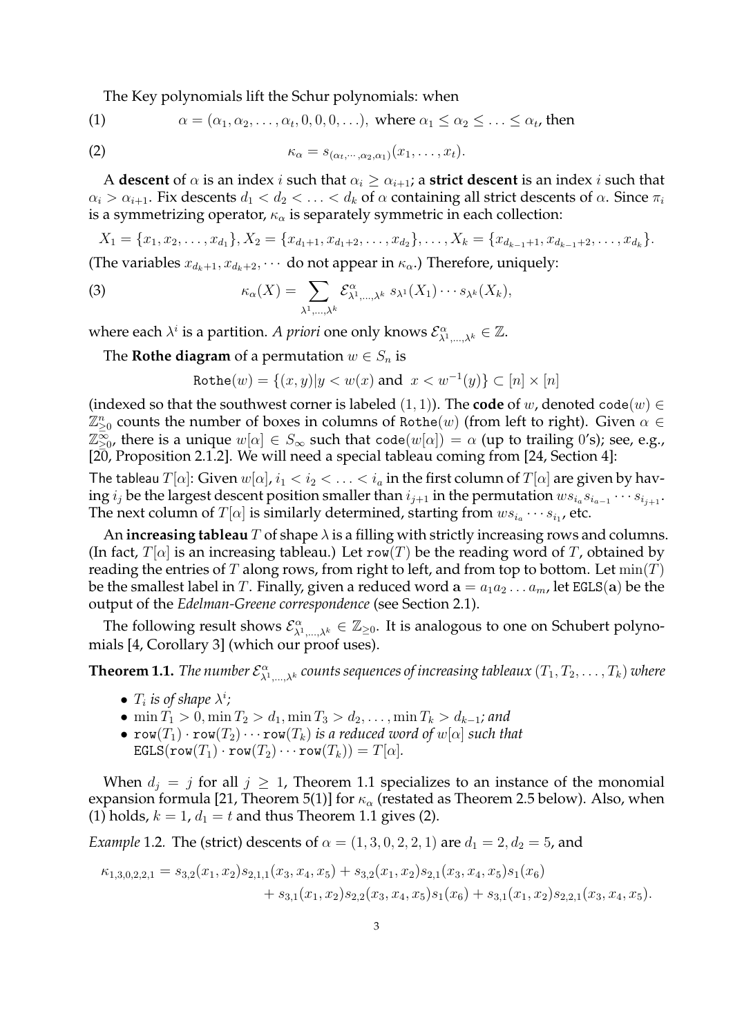The Key polynomials lift the Schur polynomials: when

$$\alpha = (\alpha_1, \alpha_2, \ldots, \alpha_t, 0, 0, 0, \ldots), \text{ where } \alpha_1 \leq \alpha_2 \leq \ldots \leq \alpha_t, \text{ then} \tag{1}$$

$$\kappa_\alpha = s_{(\alpha_t, \cdots, \alpha_2, \alpha_1)}(x_1, \ldots, x_t). \tag{2}$$

A **descent** of $\alpha$ is an index $i$ such that $\alpha_i \geq \alpha_{i+1}$; a **strict descent** is an index $i$ such that $\alpha_i > \alpha_{i+1}$. Fix descents $d_1 < d_2 < \ldots < d_k$ of $\alpha$ containing all strict descents of $\alpha$. Since $\pi_i$ is a symmetrizing operator, $\kappa_\alpha$ is separately symmetric in each collection:

$$X_1 = \{x_1, x_2, \ldots, x_{d_1}\}, X_2 = \{x_{d_1+1}, x_{d_1+2}, \ldots, x_{d_2}\}, \ldots, X_k = \{x_{d_{k-1}+1}, x_{d_{k-1}+2}, \ldots, x_{d_k}\}.$$

(The variables $x_{d_k+1}, x_{d_k+2}, \cdots$ do not appear in $\kappa_\alpha$.) Therefore, uniquely:

$$\kappa_\alpha(X) = \sum_{\lambda^1, \ldots, \lambda^k} \mathcal{E}^\alpha_{\lambda^1, \ldots, \lambda^k} \, s_{\lambda^1}(X_1) \cdots s_{\lambda^k}(X_k), \tag{3}$$

where each $\lambda^i$ is a partition. *A priori* one only knows $\mathcal{E}^\alpha_{\lambda^1, \ldots, \lambda^k} \in \mathbb{Z}$.

The **Rothe diagram** of a permutation $w \in S_n$ is

$$\texttt{Rothe}(w) = \{(x, y) | y < w(x) \text{ and } x < w^{-1}(y)\} \subset [n] \times [n]$$

(indexed so that the southwest corner is labeled $(1, 1)$). The **code** of $w$, denoted $\texttt{code}(w) \in \mathbb{Z}^n_{\geq 0}$ counts the number of boxes in columns of $\texttt{Rothe}(w)$ (from left to right). Given $\alpha \in \mathbb{Z}^\infty_{\geq 0}$, there is a unique $w[\alpha] \in S_\infty$ such that $\texttt{code}(w[\alpha]) = \alpha$ (up to trailing 0's); see, e.g., [20, Proposition 2.1.2]. We will need a special tableau coming from [24, Section 4]:

The tableau $T[\alpha]$: Given $w[\alpha]$, $i_1 < i_2 < \ldots < i_a$ in the first column of $T[\alpha]$ are given by having $i_j$ be the largest descent position smaller than $i_{j+1}$ in the permutation $ws_{i_a}s_{i_{a-1}} \cdots s_{i_{j+1}}$. The next column of $T[\alpha]$ is similarly determined, starting from $ws_{i_a} \cdots s_{i_1}$, etc.

An **increasing tableau** $T$ of shape $\lambda$ is a filling with strictly increasing rows and columns. (In fact, $T[\alpha]$ is an increasing tableau.) Let $\texttt{row}(T)$ be the reading word of $T$, obtained by reading the entries of $T$ along rows, from right to left, and from top to bottom. Let $\min(T)$ be the smallest label in $T$. Finally, given a reduced word $\mathbf{a} = a_1 a_2 \ldots a_m$, let $\texttt{EGLS}(\mathbf{a})$ be the output of the *Edelman-Greene correspondence* (see Section 2.1).

The following result shows $\mathcal{E}^\alpha_{\lambda^1, \ldots, \lambda^k} \in \mathbb{Z}_{\geq 0}$. It is analogous to one on Schubert polynomials [4, Corollary 3] (which our proof uses).

**Theorem 1.1.** *The number $\mathcal{E}^\alpha_{\lambda^1, \ldots, \lambda^k}$ counts sequences of increasing tableaux $(T_1, T_2, \ldots, T_k)$ where*

- *$T_i$ is of shape $\lambda^i$;*
- *$\min T_1 > 0, \min T_2 > d_1, \min T_3 > d_2, \ldots, \min T_k > d_{k-1}$; and*
- *$\texttt{row}(T_1) \cdot \texttt{row}(T_2) \cdots \texttt{row}(T_k)$ is a reduced word of $w[\alpha]$ such that $\texttt{EGLS}(\texttt{row}(T_1) \cdot \texttt{row}(T_2) \cdots \texttt{row}(T_k)) = T[\alpha]$.*

When $d_j = j$ for all $j \geq 1$, Theorem 1.1 specializes to an instance of the monomial expansion formula [21, Theorem 5(1)] for $\kappa_\alpha$ (restated as Theorem 2.5 below). Also, when (1) holds, $k = 1$, $d_1 = t$ and thus Theorem 1.1 gives (2).

*Example* 1.2. The (strict) descents of $\alpha = (1, 3, 0, 2, 2, 1)$ are $d_1 = 2, d_2 = 5$, and

$$\begin{aligned}\kappa_{1,3,0,2,2,1} = \; & s_{3,2}(x_1, x_2)s_{2,1,1}(x_3, x_4, x_5) + s_{3,2}(x_1, x_2)s_{2,1}(x_3, x_4, x_5)s_1(x_6) \\ & + s_{3,1}(x_1, x_2)s_{2,2}(x_3, x_4, x_5)s_1(x_6) + s_{3,1}(x_1, x_2)s_{2,2,1}(x_3, x_4, x_5).\end{aligned}$$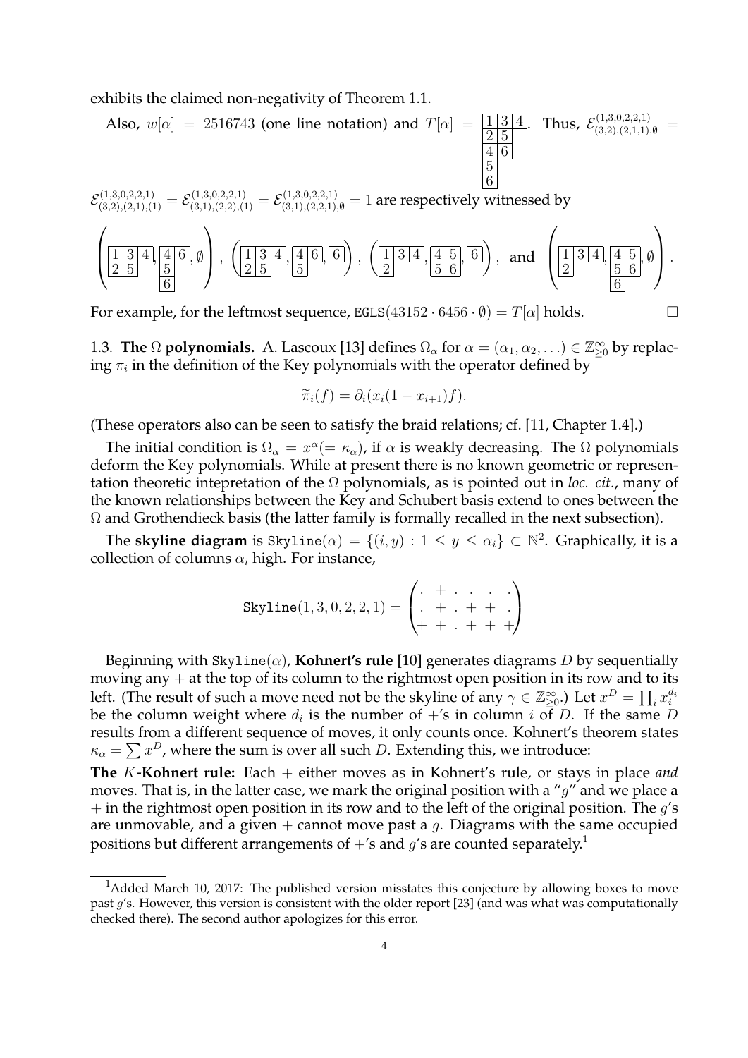exhibits the claimed non-negativity of Theorem 1.1.

Also, $w[\alpha] = 2516743$ (one line notation) and $T[\alpha] = \begin{array}{|c|c|c|}\hline 1 & 3 & 4 \\ \hline 2 & 5 \\ \cline{1-2} 4 & 6 \\ \cline{1-2} 5 \\ \cline{1-1} 6 \\ \cline{1-1}\end{array}$. Thus, $\mathcal{E}^{(1,3,0,2,2,1)}_{(3,2),(2,1,1),\emptyset} = \mathcal{E}^{(1,3,0,2,2,1)}_{(3,2),(2,1),(1)} = \mathcal{E}^{(1,3,0,2,2,1)}_{(3,1),(2,2),(1)} = \mathcal{E}^{(1,3,0,2,2,1)}_{(3,1),(2,2,1),\emptyset} = 1$ are respectively witnessed by

$$\left(\begin{array}{|c|c|c|}\hline 1 & 3 & 4 \\ \hline 2 & 5 \\ \cline{1-2}\end{array}, \begin{array}{|c|c|}\hline 4 & 6 \\ \hline 5 \\ \cline{1-1} 6 \\ \cline{1-1}\end{array}, \emptyset\right), \quad \left(\begin{array}{|c|c|c|}\hline 1 & 3 & 4 \\ \hline 2 & 5 \\ \cline{1-2}\end{array}, \begin{array}{|c|c|}\hline 4 & 6 \\ \hline 5 \\ \cline{1-1}\end{array}, \begin{array}{|c|}\hline 6 \\ \hline\end{array}\right), \quad \left(\begin{array}{|c|c|c|}\hline 1 & 3 & 4 \\ \hline 2 \\ \cline{1-1}\end{array}, \begin{array}{|c|c|}\hline 4 & 5 \\ \hline 5 & 6 \\ \hline\end{array}, \begin{array}{|c|}\hline 6 \\ \hline\end{array}\right), \quad \text{and} \quad \left(\begin{array}{|c|c|c|}\hline 1 & 3 & 4 \\ \hline 2 \\ \cline{1-1}\end{array}, \begin{array}{|c|c|}\hline 4 & 5 \\ \hline 5 & 6 \\ \hline 6 \\ \cline{1-1}\end{array}, \emptyset\right).$$

For example, for the leftmost sequence, $\texttt{EGLS}(43152 \cdot 6456 \cdot \emptyset) = T[\alpha]$ holds. $\square$

### 1.3. The $\Omega$ polynomials.

A. Lascoux [13] defines $\Omega_\alpha$ for $\alpha = (\alpha_1, \alpha_2, \ldots) \in \mathbb{Z}^\infty_{\geq 0}$ by replacing $\pi_i$ in the definition of the Key polynomials with the operator defined by

$$\widetilde{\pi}_i(f) = \partial_i(x_i(1 - x_{i+1})f).$$

(These operators also can be seen to satisfy the braid relations; cf. [11, Chapter 1.4].)

The initial condition is $\Omega_\alpha = x^\alpha (= \kappa_\alpha)$, if $\alpha$ is weakly decreasing. The $\Omega$ polynomials deform the Key polynomials. While at present there is no known geometric or representation theoretic intepretation of the $\Omega$ polynomials, as is pointed out in *loc. cit.*, many of the known relationships between the Key and Schubert basis extend to ones between the $\Omega$ and Grothendieck basis (the latter family is formally recalled in the next subsection).

The **skyline diagram** is $\texttt{Skyline}(\alpha) = \{(i, y) : 1 \leq y \leq \alpha_i\} \subset \mathbb{N}^2$. Graphically, it is a collection of columns $\alpha_i$ high. For instance,

$$\texttt{Skyline}(1,3,0,2,2,1) = \begin{pmatrix} . & + & . & . & . & . \\ . & + & . & + & + & . \\ + & + & . & + & + & + \end{pmatrix}$$

Beginning with $\texttt{Skyline}(\alpha)$, **Kohnert's rule** [10] generates diagrams $D$ by sequentially moving any $+$ at the top of its column to the rightmost open position in its row and to its left. (The result of such a move need not be the skyline of any $\gamma \in \mathbb{Z}^\infty_{\geq 0}$.) Let $x^D = \prod_i x_i^{d_i}$ be the column weight where $d_i$ is the number of $+$'s in column $i$ of $D$. If the same $D$ results from a different sequence of moves, it only counts once. Kohnert's theorem states $\kappa_\alpha = \sum x^D$, where the sum is over all such $D$. Extending this, we introduce:

**The $K$-Kohnert rule:** Each $+$ either moves as in Kohnert's rule, or stays in place *and* moves. That is, in the latter case, we mark the original position with a "$g$" and we place a $+$ in the rightmost open position in its row and to the left of the original position. The $g$'s are unmovable, and a given $+$ cannot move past a $g$. Diagrams with the same occupied positions but different arrangements of $+$'s and $g$'s are counted separately.[1]

[1] Added March 10, 2017: The published version misstates this conjecture by allowing boxes to move past $g$'s. However, this version is consistent with the older report [23] (and was what was computationally checked there). The second author apologizes for this error.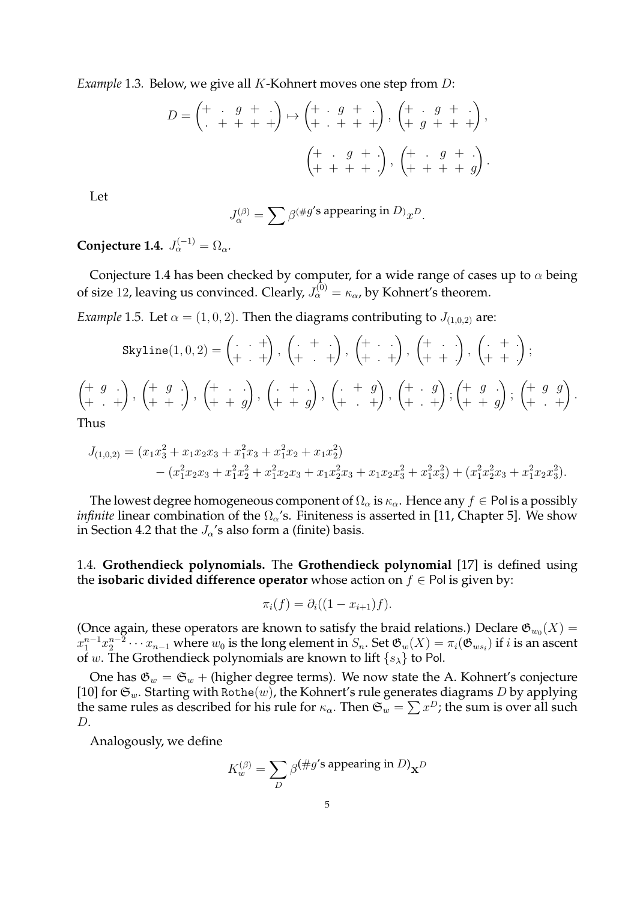*Example* 1.3. Below, we give all $K$-Kohnert moves one step from $D$:

$$D = \begin{pmatrix} + & . & g & + & . \\ . & + & + & + & + \end{pmatrix} \mapsto \begin{pmatrix} + & . & g & + & . \\ + & . & + & + & + \end{pmatrix}, \begin{pmatrix} + & . & g & + & . \\ + & g & + & + & + \end{pmatrix},$$

$$\begin{pmatrix} + & . & g & + & . \\ + & + & + & + & . \end{pmatrix}, \begin{pmatrix} + & . & g & + & . \\ + & + & + & + & g \end{pmatrix}.$$

Let

$$J_\alpha^{(\beta)} = \sum \beta^{(\#g\text{'s appearing in } D)} x^D.$$

**Conjecture 1.4.** $J_\alpha^{(-1)} = \Omega_\alpha$.

Conjecture 1.4 has been checked by computer, for a wide range of cases up to $\alpha$ being of size 12, leaving us convinced. Clearly, $J_\alpha^{(0)} = \kappa_\alpha$, by Kohnert's theorem.

*Example* 1.5. Let $\alpha = (1, 0, 2)$. Then the diagrams contributing to $J_{(1,0,2)}$ are:

$$\texttt{Skyline}(1,0,2) = \begin{pmatrix} . & . & + \\ + & . & + \end{pmatrix}, \begin{pmatrix} . & + & . \\ + & . & + \end{pmatrix}, \begin{pmatrix} + & . & . \\ + & . & + \end{pmatrix}, \begin{pmatrix} + & . & . \\ + & + & . \end{pmatrix}, \begin{pmatrix} . & + & . \\ + & + & . \end{pmatrix};$$

$$\begin{pmatrix} + & g & . \\ + & . & + \end{pmatrix}, \begin{pmatrix} + & g & . \\ + & + & . \end{pmatrix}, \begin{pmatrix} + & . & . \\ + & + & g \end{pmatrix}, \begin{pmatrix} . & + & . \\ + & + & g \end{pmatrix}, \begin{pmatrix} . & + & g \\ + & . & + \end{pmatrix}, \begin{pmatrix} + & . & g \\ + & . & + \end{pmatrix}; \begin{pmatrix} + & g & . \\ + & + & g \end{pmatrix}; \begin{pmatrix} + & g & g \\ + & . & + \end{pmatrix}.$$

Thus

$$\begin{aligned} J_{(1,0,2)} &= (x_1x_3^2 + x_1x_2x_3 + x_1^2x_3 + x_1^2x_2 + x_1x_2^2) \\ &\quad - (x_1^2x_2x_3 + x_1^2x_2^2 + x_1^2x_2x_3 + x_1x_2^2x_3 + x_1x_2x_3^2 + x_1^2x_3^2) + (x_1^2x_2^2x_3 + x_1^2x_2x_3^2). \end{aligned}$$

The lowest degree homogeneous component of $\Omega_\alpha$ is $\kappa_\alpha$. Hence any $f \in \mathsf{Pol}$ is a possibly *infinite* linear combination of the $\Omega_\alpha$'s. Finiteness is asserted in [11, Chapter 5]. We show in Section 4.2 that the $J_\alpha$'s also form a (finite) basis.

1.4. **Grothendieck polynomials.** The **Grothendieck polynomial** [17] is defined using the **isobaric divided difference operator** whose action on $f \in \mathsf{Pol}$ is given by:

$$\pi_i(f) = \partial_i((1 - x_{i+1})f).$$

(Once again, these operators are known to satisfy the braid relations.) Declare $\mathfrak{G}_{w_0}(X) = x_1^{n-1}x_2^{n-2}\cdots x_{n-1}$ where $w_0$ is the long element in $S_n$. Set $\mathfrak{G}_w(X) = \pi_i(\mathfrak{G}_{ws_i})$ if $i$ is an ascent of $w$. The Grothendieck polynomials are known to lift $\{s_\lambda\}$ to $\mathsf{Pol}$.

One has $\mathfrak{G}_w = \mathfrak{S}_w +$ (higher degree terms). We now state the A. Kohnert's conjecture [10] for $\mathfrak{G}_w$. Starting with $\texttt{Rothe}(w)$, the Kohnert's rule generates diagrams $D$ by applying the same rules as described for his rule for $\kappa_\alpha$. Then $\mathfrak{S}_w = \sum x^D$; the sum is over all such $D$.

Analogously, we define

$$K_w^{(\beta)} = \sum_D \beta^{(\#g\text{'s appearing in } D)} \mathbf{x}^D$$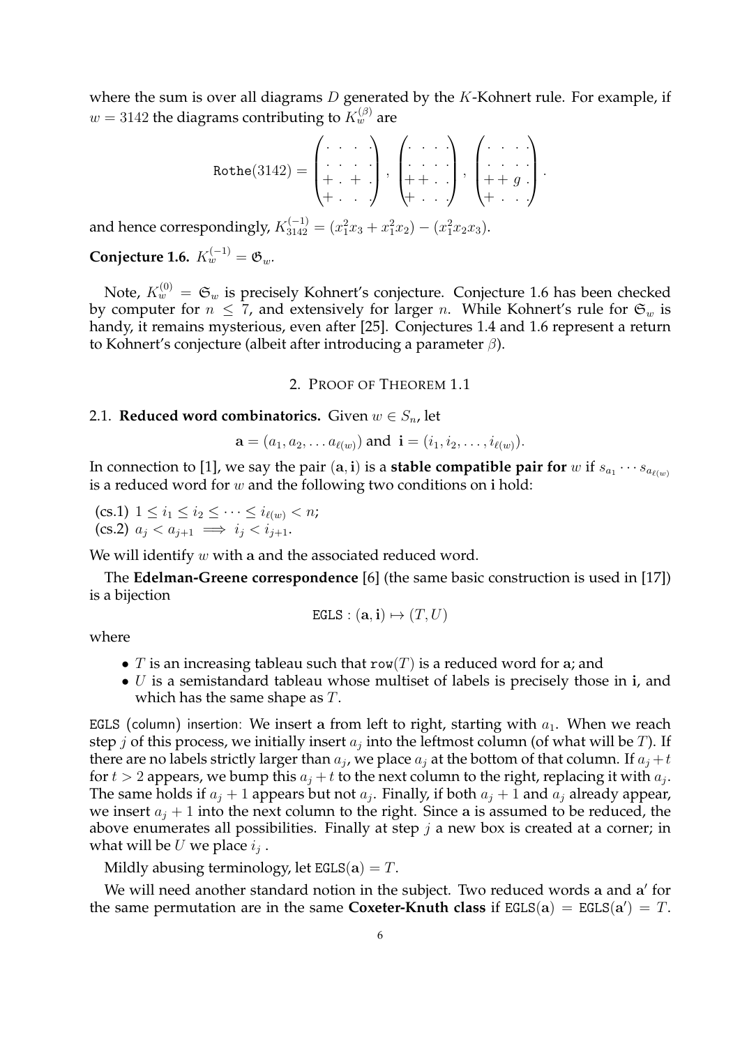where the sum is over all diagrams $D$ generated by the $K$-Kohnert rule. For example, if $w = 3142$ the diagrams contributing to $K_w^{(\beta)}$ are

$$\texttt{Rothe}(3142) = \begin{pmatrix} \cdot & \cdot & \cdot & \cdot \\ \cdot & \cdot & \cdot & \cdot \\ + & \cdot & + & \cdot \\ + & \cdot & \cdot & \cdot \end{pmatrix}, \begin{pmatrix} \cdot & \cdot & \cdot & \cdot \\ \cdot & \cdot & \cdot & \cdot \\ + & + & \cdot & \cdot \\ + & \cdot & \cdot & \cdot \end{pmatrix}, \begin{pmatrix} \cdot & \cdot & \cdot & \cdot \\ \cdot & \cdot & \cdot & \cdot \\ + & + & g & \cdot \\ + & \cdot & \cdot & \cdot \end{pmatrix}.$$

and hence correspondingly, $K_{3142}^{(-1)} = (x_1^2 x_3 + x_1^2 x_2) - (x_1^2 x_2 x_3)$.

**Conjecture 1.6.** $K_w^{(-1)} = \mathfrak{G}_w$.

Note, $K_w^{(0)} = \mathfrak{S}_w$ is precisely Kohnert's conjecture. Conjecture 1.6 has been checked by computer for $n \leq 7$, and extensively for larger $n$. While Kohnert's rule for $\mathfrak{S}_w$ is handy, it remains mysterious, even after [25]. Conjectures 1.4 and 1.6 represent a return to Kohnert's conjecture (albeit after introducing a parameter $\beta$).

## 2. Proof of Theorem 1.1

### 2.1. Reduced word combinatorics.

Given $w \in S_n$, let

$$\mathbf{a} = (a_1, a_2, \ldots a_{\ell(w)}) \text{ and } \mathbf{i} = (i_1, i_2, \ldots, i_{\ell(w)}).$$

In connection to [1], we say the pair $(\mathbf{a}, \mathbf{i})$ is a **stable compatible pair for** $w$ if $s_{a_1} \cdots s_{a_{\ell(w)}}$ is a reduced word for $w$ and the following two conditions on $\mathbf{i}$ hold:

(cs.1) $1 \leq i_1 \leq i_2 \leq \cdots \leq i_{\ell(w)} < n$;
(cs.2) $a_j < a_{j+1} \implies i_j < i_{j+1}$.

We will identify $w$ with $\mathbf{a}$ and the associated reduced word.

The **Edelman-Greene correspondence** [6] (the same basic construction is used in [17]) is a bijection

$$\texttt{EGLS} : (\mathbf{a}, \mathbf{i}) \mapsto (T, U)$$

where

- $T$ is an increasing tableau such that $\texttt{row}(T)$ is a reduced word for $\mathbf{a}$; and
- $U$ is a semistandard tableau whose multiset of labels is precisely those in $\mathbf{i}$, and which has the same shape as $T$.

EGLS (column) insertion: We insert $\mathbf{a}$ from left to right, starting with $a_1$. When we reach step $j$ of this process, we initially insert $a_j$ into the leftmost column (of what will be $T$). If there are no labels strictly larger than $a_j$, we place $a_j$ at the bottom of that column. If $a_j + t$ for $t > 2$ appears, we bump this $a_j + t$ to the next column to the right, replacing it with $a_j$. The same holds if $a_j + 1$ appears but not $a_j$. Finally, if both $a_j + 1$ and $a_j$ already appear, we insert $a_j + 1$ into the next column to the right. Since $\mathbf{a}$ is assumed to be reduced, the above enumerates all possibilities. Finally at step $j$ a new box is created at a corner; in what will be $U$ we place $i_j$.

Mildly abusing terminology, let $\texttt{EGLS}(\mathbf{a}) = T$.

We will need another standard notion in the subject. Two reduced words $\mathbf{a}$ and $\mathbf{a}'$ for the same permutation are in the same **Coxeter-Knuth class** if $\texttt{EGLS}(\mathbf{a}) = \texttt{EGLS}(\mathbf{a}') = T$.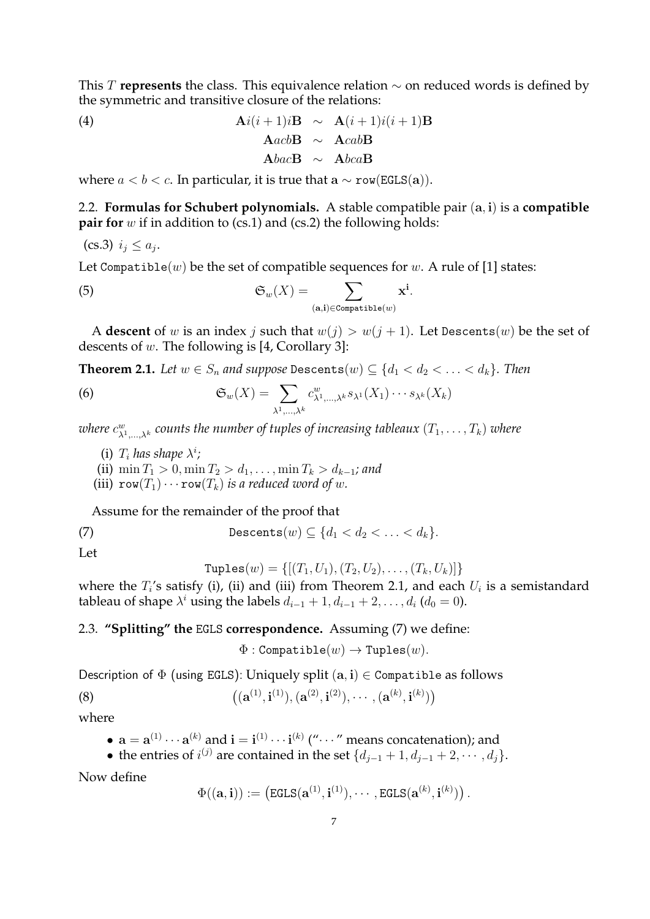This $T$ **represents** the class. This equivalence relation $\sim$ on reduced words is defined by the symmetric and transitive closure of the relations:

$$
\begin{aligned}
\mathbf{A}i(i+1)i\mathbf{B} &\sim \mathbf{A}(i+1)i(i+1)\mathbf{B} \\
\mathbf{A}acb\mathbf{B} &\sim \mathbf{A}cab\mathbf{B} \\
\mathbf{A}bac\mathbf{B} &\sim \mathbf{A}bca\mathbf{B}
\end{aligned} \tag{4}
$$

where $a < b < c$. In particular, it is true that $\mathbf{a} \sim \mathtt{row}(\mathtt{EGLS}(\mathbf{a}))$.

## 2.2. Formulas for Schubert polynomials.

A stable compatible pair $(\mathbf{a}, \mathbf{i})$ is a **compatible pair for** $w$ if in addition to (cs.1) and (cs.2) the following holds:

(cs.3) $i_j \leq a_j$.

Let $\mathtt{Compatible}(w)$ be the set of compatible sequences for $w$. A rule of [1] states:

$$
\mathfrak{S}_w(X) = \sum_{(\mathbf{a},\mathbf{i}) \in \mathtt{Compatible}(w)} \mathbf{x}^{\mathbf{i}}. \tag{5}
$$

A **descent** of $w$ is an index $j$ such that $w(j) > w(j+1)$. Let $\mathtt{Descents}(w)$ be the set of descents of $w$. The following is [4, Corollary 3]:

**Theorem 2.1.** *Let $w \in S_n$ and suppose $\mathtt{Descents}(w) \subseteq \{d_1 < d_2 < \ldots < d_k\}$. Then*

$$
\mathfrak{S}_w(X) = \sum_{\lambda^1, \ldots, \lambda^k} c^w_{\lambda^1, \ldots, \lambda^k} s_{\lambda^1}(X_1) \cdots s_{\lambda^k}(X_k) \tag{6}
$$

*where $c^w_{\lambda^1, \ldots, \lambda^k}$ counts the number of tuples of increasing tableaux $(T_1, \ldots, T_k)$ where*

- (i) *$T_i$ has shape $\lambda^i$;*
- (ii) *$\min T_1 > 0, \min T_2 > d_1, \ldots, \min T_k > d_{k-1}$; and*
- (iii) *$\mathtt{row}(T_1) \cdots \mathtt{row}(T_k)$ is a reduced word of $w$.*

Assume for the remainder of the proof that

$$
\mathtt{Descents}(w) \subseteq \{d_1 < d_2 < \ldots < d_k\}. \tag{7}
$$

Let

$$
\mathtt{Tuples}(w) = \{[(T_1, U_1), (T_2, U_2), \ldots, (T_k, U_k)]\}
$$

where the $T_i$'s satisfy (i), (ii) and (iii) from Theorem 2.1, and each $U_i$ is a semistandard tableau of shape $\lambda^i$ using the labels $d_{i-1} + 1, d_{i-1} + 2, \ldots, d_i$ ($d_0 = 0$).

## 2.3. "Splitting" the EGLS correspondence.

Assuming (7) we define:

$$
\Phi : \mathtt{Compatible}(w) \to \mathtt{Tuples}(w).
$$

Description of $\Phi$ (using EGLS): Uniquely split $(\mathbf{a}, \mathbf{i}) \in \mathtt{Compatible}$ as follows

$$
\left((\mathbf{a}^{(1)}, \mathbf{i}^{(1)}), (\mathbf{a}^{(2)}, \mathbf{i}^{(2)}), \cdots, (\mathbf{a}^{(k)}, \mathbf{i}^{(k)})\right) \tag{8}
$$

where

- $\mathbf{a} = \mathbf{a}^{(1)} \cdots \mathbf{a}^{(k)}$ and $\mathbf{i} = \mathbf{i}^{(1)} \cdots \mathbf{i}^{(k)}$ ("$\cdots$" means concatenation); and
- the entries of $i^{(j)}$ are contained in the set $\{d_{j-1} + 1, d_{j-1} + 2, \cdots, d_j\}$.

Now define

$$
\Phi((\mathbf{a}, \mathbf{i})) := \left(\mathtt{EGLS}(\mathbf{a}^{(1)}, \mathbf{i}^{(1)}), \cdots, \mathtt{EGLS}(\mathbf{a}^{(k)}, \mathbf{i}^{(k)})\right).
$$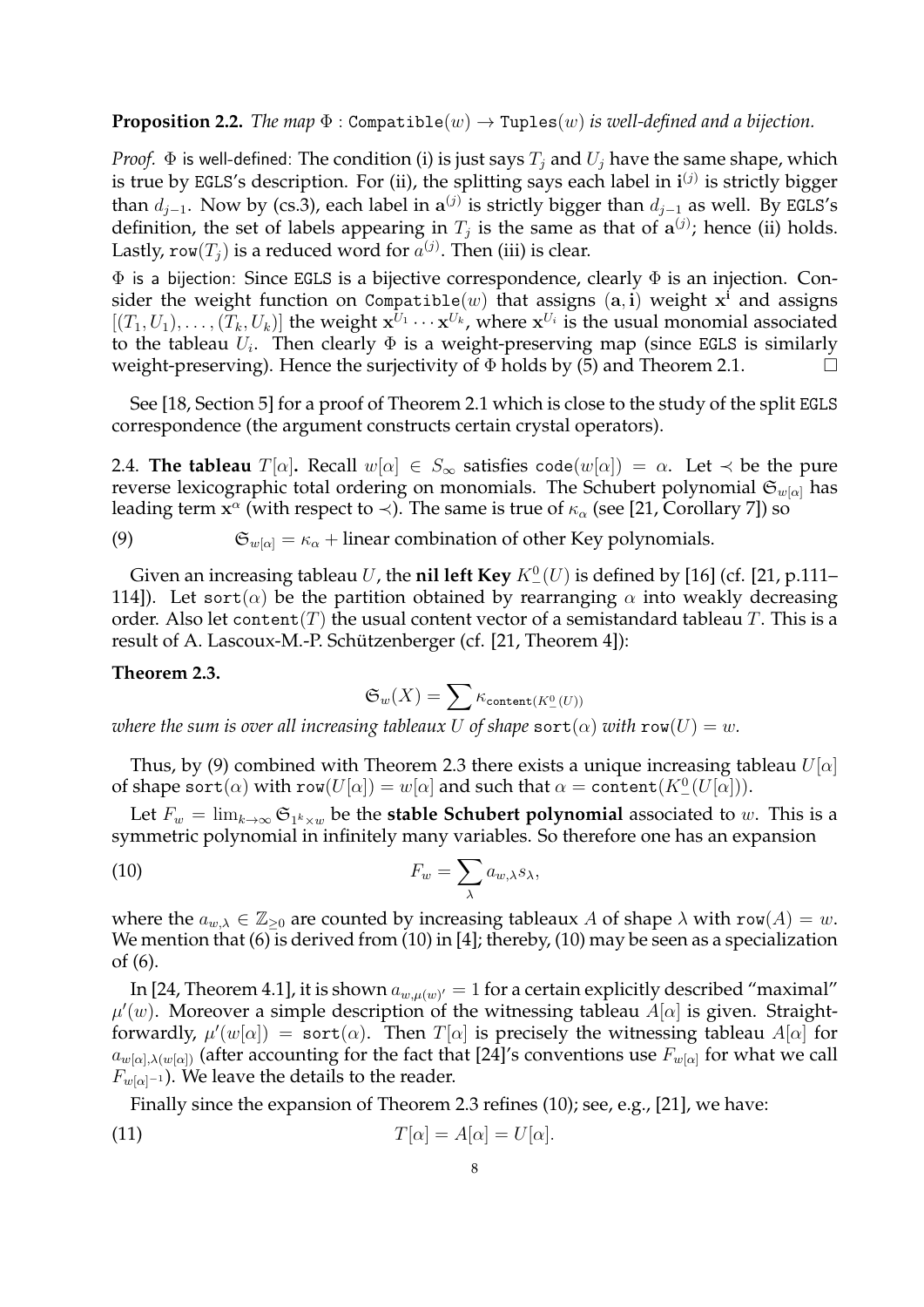**Proposition 2.2.** *The map* $\Phi : \texttt{Compatible}(w) \to \texttt{Tuples}(w)$ *is well-defined and a bijection.*

*Proof.* $\Phi$ is well-defined: The condition (i) is just says $T_j$ and $U_j$ have the same shape, which is true by EGLS's description. For (ii), the splitting says each label in $\mathbf{i}^{(j)}$ is strictly bigger than $d_{j-1}$. Now by (cs.3), each label in $\mathbf{a}^{(j)}$ is strictly bigger than $d_{j-1}$ as well. By EGLS's definition, the set of labels appearing in $T_j$ is the same as that of $\mathbf{a}^{(j)}$; hence (ii) holds. Lastly, $\texttt{row}(T_j)$ is a reduced word for $a^{(j)}$. Then (iii) is clear.

$\Phi$ is a bijection: Since EGLS is a bijective correspondence, clearly $\Phi$ is an injection. Consider the weight function on $\texttt{Compatible}(w)$ that assigns $(\mathbf{a}, \mathbf{i})$ weight $\mathbf{x}^{\mathbf{i}}$ and assigns $[(T_1, U_1), \ldots, (T_k, U_k)]$ the weight $\mathbf{x}^{U_1} \cdots \mathbf{x}^{U_k}$, where $\mathbf{x}^{U_i}$ is the usual monomial associated to the tableau $U_i$. Then clearly $\Phi$ is a weight-preserving map (since EGLS is similarly weight-preserving). Hence the surjectivity of $\Phi$ holds by (5) and Theorem 2.1. $\square$

See [18, Section 5] for a proof of Theorem 2.1 which is close to the study of the split EGLS correspondence (the argument constructs certain crystal operators).

2.4. **The tableau** $T[\alpha]$**.** Recall $w[\alpha] \in S_\infty$ satisfies $\texttt{code}(w[\alpha]) = \alpha$. Let $\prec$ be the pure reverse lexicographic total ordering on monomials. The Schubert polynomial $\mathfrak{S}_{w[\alpha]}$ has leading term $\mathbf{x}^\alpha$ (with respect to $\prec$). The same is true of $\kappa_\alpha$ (see [21, Corollary 7]) so

$$\mathfrak{S}_{w[\alpha]} = \kappa_\alpha + \text{linear combination of other Key polynomials.} \tag{9}$$

Given an increasing tableau $U$, the **nil left Key** $K^0_-(U)$ is defined by [16] (cf. [21, p.111–114]). Let $\texttt{sort}(\alpha)$ be the partition obtained by rearranging $\alpha$ into weakly decreasing order. Also let $\texttt{content}(T)$ the usual content vector of a semistandard tableau $T$. This is a result of A. Lascoux-M.-P. Schützenberger (cf. [21, Theorem 4]):

**Theorem 2.3.**
$$\mathfrak{S}_w(X) = \sum \kappa_{\texttt{content}(K^0_-(U))}$$
*where the sum is over all increasing tableaux* $U$ *of shape* $\texttt{sort}(\alpha)$ *with* $\texttt{row}(U) = w$.

Thus, by (9) combined with Theorem 2.3 there exists a unique increasing tableau $U[\alpha]$ of shape $\texttt{sort}(\alpha)$ with $\texttt{row}(U[\alpha]) = w[\alpha]$ and such that $\alpha = \texttt{content}(K^0_-(U[\alpha]))$.

Let $F_w = \lim_{k \to \infty} \mathfrak{S}_{1^k \times w}$ be the **stable Schubert polynomial** associated to $w$. This is a symmetric polynomial in infinitely many variables. So therefore one has an expansion

$$F_w = \sum_\lambda a_{w,\lambda} s_\lambda, \tag{10}$$

where the $a_{w,\lambda} \in \mathbb{Z}_{\geq 0}$ are counted by increasing tableaux $A$ of shape $\lambda$ with $\texttt{row}(A) = w$. We mention that (6) is derived from (10) in [4]; thereby, (10) may be seen as a specialization of (6).

In [24, Theorem 4.1], it is shown $a_{w,\mu(w)'} = 1$ for a certain explicitly described "maximal" $\mu'(w)$. Moreover a simple description of the witnessing tableau $A[\alpha]$ is given. Straightforwardly, $\mu'(w[\alpha]) = \texttt{sort}(\alpha)$. Then $T[\alpha]$ is precisely the witnessing tableau $A[\alpha]$ for $a_{w[\alpha],\lambda(w[\alpha])}$ (after accounting for the fact that [24]'s conventions use $F_{w[\alpha]}$ for what we call $F_{w[\alpha]^{-1}}$). We leave the details to the reader.

Finally since the expansion of Theorem 2.3 refines (10); see, e.g., [21], we have:

$$T[\alpha] = A[\alpha] = U[\alpha]. \tag{11}$$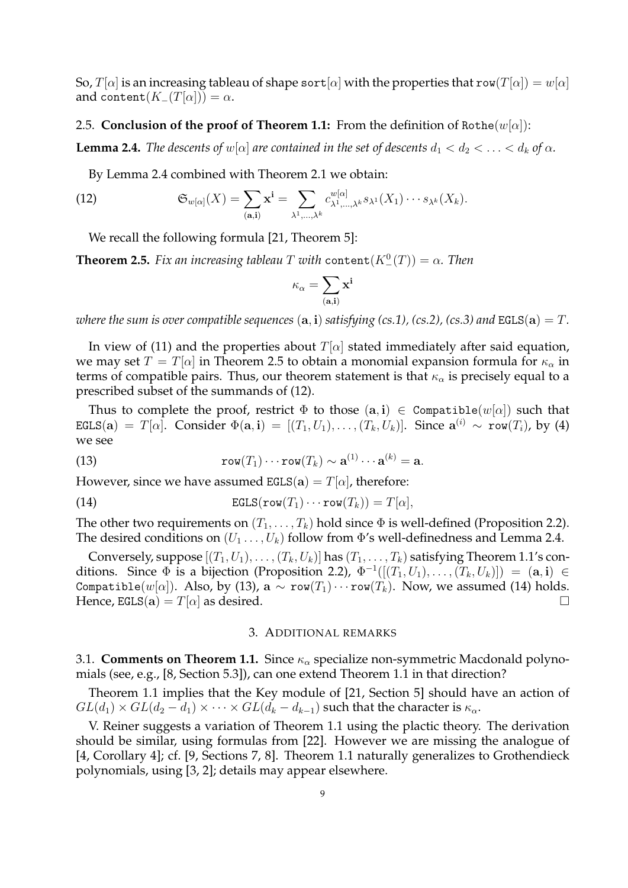So, $T[\alpha]$ is an increasing tableau of shape $\mathtt{sort}[\alpha]$ with the properties that $\mathtt{row}(T[\alpha]) = w[\alpha]$ and $\mathtt{content}(K_-(T[\alpha])) = \alpha$.

### 2.5. Conclusion of the proof of Theorem 1.1:

From the definition of $\mathtt{Rothe}(w[\alpha])$:

**Lemma 2.4.** *The descents of $w[\alpha]$ are contained in the set of descents $d_1 < d_2 < \ldots < d_k$ of $\alpha$.*

By Lemma 2.4 combined with Theorem 2.1 we obtain:

$$\mathfrak{S}_{w[\alpha]}(X) = \sum_{(\mathbf{a},\mathbf{i})} \mathbf{x}^{\mathbf{i}} = \sum_{\lambda^1,\ldots,\lambda^k} c^{w[\alpha]}_{\lambda^1,\ldots,\lambda^k} s_{\lambda^1}(X_1)\cdots s_{\lambda^k}(X_k). \tag{12}$$

We recall the following formula [21, Theorem 5]:

**Theorem 2.5.** *Fix an increasing tableau $T$ with $\mathtt{content}(K_-^0(T)) = \alpha$. Then*

$$\kappa_\alpha = \sum_{(\mathbf{a},\mathbf{i})} \mathbf{x}^{\mathbf{i}}$$

*where the sum is over compatible sequences $(\mathbf{a},\mathbf{i})$ satisfying (cs.1), (cs.2), (cs.3) and $\mathtt{EGLS}(\mathbf{a}) = T$.*

In view of (11) and the properties about $T[\alpha]$ stated immediately after said equation, we may set $T = T[\alpha]$ in Theorem 2.5 to obtain a monomial expansion formula for $\kappa_\alpha$ in terms of compatible pairs. Thus, our theorem statement is that $\kappa_\alpha$ is precisely equal to a prescribed subset of the summands of (12).

Thus to complete the proof, restrict $\Phi$ to those $(\mathbf{a},\mathbf{i}) \in \mathtt{Compatible}(w[\alpha])$ such that $\mathtt{EGLS}(\mathbf{a}) = T[\alpha]$. Consider $\Phi(\mathbf{a},\mathbf{i}) = [(T_1,U_1),\ldots,(T_k,U_k)]$. Since $\mathbf{a}^{(i)} \sim \mathtt{row}(T_i)$, by (4) we see

$$\mathtt{row}(T_1)\cdots\mathtt{row}(T_k) \sim \mathbf{a}^{(1)}\cdots\mathbf{a}^{(k)} = \mathbf{a}. \tag{13}$$

However, since we have assumed $\mathtt{EGLS}(\mathbf{a}) = T[\alpha]$, therefore:

$$\mathtt{EGLS}(\mathtt{row}(T_1)\cdots\mathtt{row}(T_k)) = T[\alpha], \tag{14}$$

The other two requirements on $(T_1,\ldots,T_k)$ hold since $\Phi$ is well-defined (Proposition 2.2). The desired conditions on $(U_1\ldots,U_k)$ follow from $\Phi$'s well-definedness and Lemma 2.4.

Conversely, suppose $[(T_1,U_1),\ldots,(T_k,U_k)]$ has $(T_1,\ldots,T_k)$ satisfying Theorem 1.1's conditions. Since $\Phi$ is a bijection (Proposition 2.2), $\Phi^{-1}([(T_1,U_1),\ldots,(T_k,U_k)]) = (\mathbf{a},\mathbf{i}) \in \mathtt{Compatible}(w[\alpha])$. Also, by (13), $\mathbf{a} \sim \mathtt{row}(T_1)\cdots\mathtt{row}(T_k)$. Now, we assumed (14) holds. Hence, $\mathtt{EGLS}(\mathbf{a}) = T[\alpha]$ as desired. □

## 3. Additional remarks

**3.1. Comments on Theorem 1.1.** Since $\kappa_\alpha$ specialize non-symmetric Macdonald polynomials (see, e.g., [8, Section 5.3]), can one extend Theorem 1.1 in that direction?

Theorem 1.1 implies that the Key module of [21, Section 5] should have an action of $GL(d_1) \times GL(d_2 - d_1) \times \cdots \times GL(d_k - d_{k-1})$ such that the character is $\kappa_\alpha$.

V. Reiner suggests a variation of Theorem 1.1 using the plactic theory. The derivation should be similar, using formulas from [22]. However we are missing the analogue of [4, Corollary 4]; cf. [9, Sections 7, 8]. Theorem 1.1 naturally generalizes to Grothendieck polynomials, using [3, 2]; details may appear elsewhere.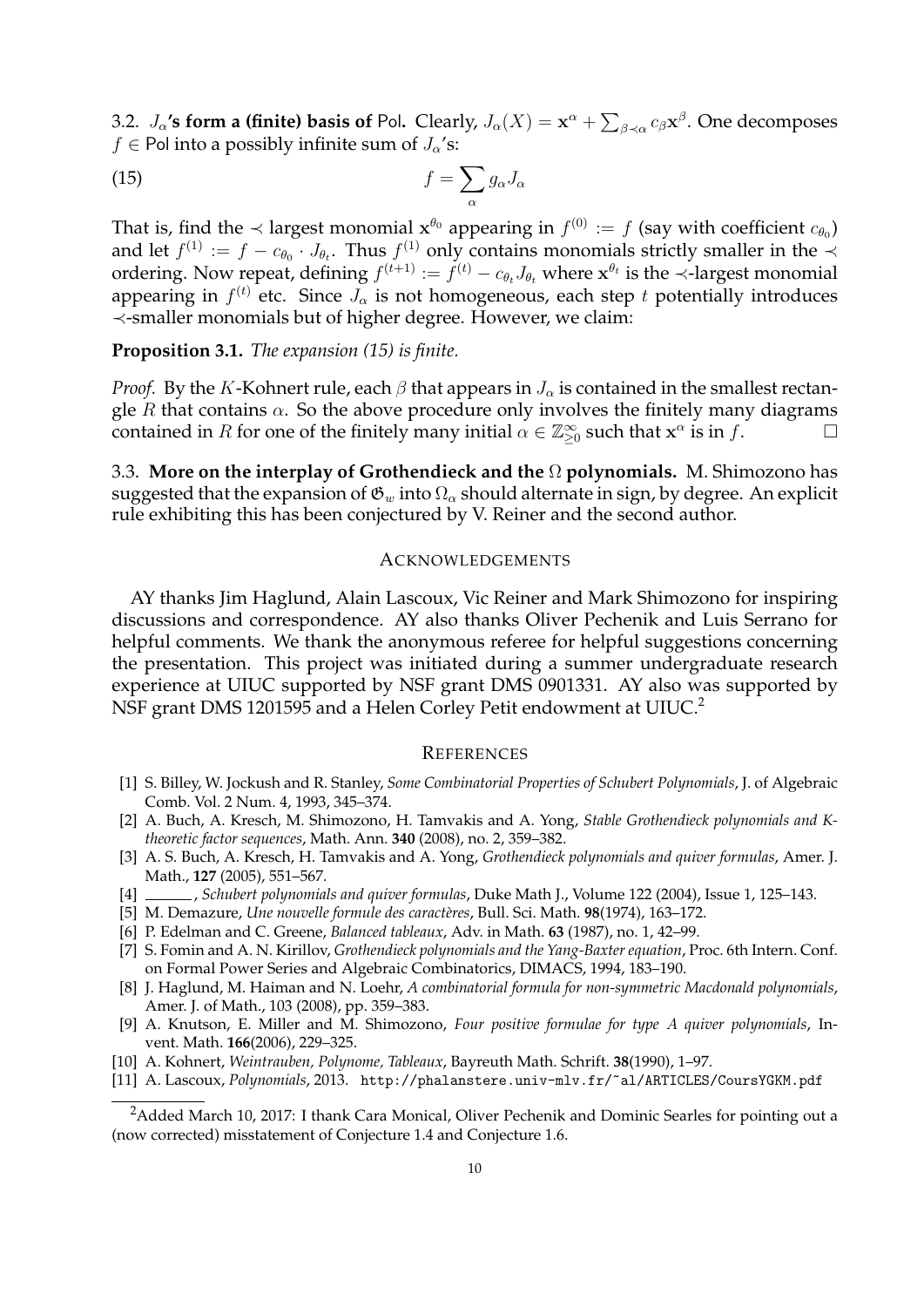### 3.2. $J_\alpha$'s form a (finite) basis of Pol.

Clearly, $J_\alpha(X) = \mathbf{x}^\alpha + \sum_{\beta \prec \alpha} c_\beta \mathbf{x}^\beta$. One decomposes $f \in \mathsf{Pol}$ into a possibly infinite sum of $J_\alpha$'s:

$$f = \sum_\alpha g_\alpha J_\alpha \tag{15}$$

That is, find the $\prec$ largest monomial $\mathbf{x}^{\theta_0}$ appearing in $f^{(0)} := f$ (say with coefficient $c_{\theta_0}$) and let $f^{(1)} := f - c_{\theta_0} \cdot J_{\theta_t}$. Thus $f^{(1)}$ only contains monomials strictly smaller in the $\prec$ ordering. Now repeat, defining $f^{(t+1)} := f^{(t)} - c_{\theta_t} J_{\theta_t}$ where $\mathbf{x}^{\theta_t}$ is the $\prec$-largest monomial appearing in $f^{(t)}$ etc. Since $J_\alpha$ is not homogeneous, each step $t$ potentially introduces $\prec$-smaller monomials but of higher degree. However, we claim:

**Proposition 3.1.** *The expansion (15) is finite.*

*Proof.* By the $K$-Kohnert rule, each $\beta$ that appears in $J_\alpha$ is contained in the smallest rectangle $R$ that contains $\alpha$. So the above procedure only involves the finitely many diagrams contained in $R$ for one of the finitely many initial $\alpha \in \mathbb{Z}_{\geq 0}^\infty$ such that $\mathbf{x}^\alpha$ is in $f$. □

### 3.3. More on the interplay of Grothendieck and the $\Omega$ polynomials.

M. Shimozono has suggested that the expansion of $\mathfrak{G}_w$ into $\Omega_\alpha$ should alternate in sign, by degree. An explicit rule exhibiting this has been conjectured by V. Reiner and the second author.

## Acknowledgements

AY thanks Jim Haglund, Alain Lascoux, Vic Reiner and Mark Shimozono for inspiring discussions and correspondence. AY also thanks Oliver Pechenik and Luis Serrano for helpful comments. We thank the anonymous referee for helpful suggestions concerning the presentation. This project was initiated during a summer undergraduate research experience at UIUC supported by NSF grant DMS 0901331. AY also was supported by NSF grant DMS 1201595 and a Helen Corley Petit endowment at UIUC.[2]

## References

[1] S. Billey, W. Jockush and R. Stanley, *Some Combinatorial Properties of Schubert Polynomials*, J. of Algebraic Comb. Vol. 2 Num. 4, 1993, 345–374.

[2] A. Buch, A. Kresch, M. Shimozono, H. Tamvakis and A. Yong, *Stable Grothendieck polynomials and K-theoretic factor sequences*, Math. Ann. **340** (2008), no. 2, 359–382.

[3] A. S. Buch, A. Kresch, H. Tamvakis and A. Yong, *Grothendieck polynomials and quiver formulas*, Amer. J. Math., **127** (2005), 551–567.

[4] ______, *Schubert polynomials and quiver formulas*, Duke Math J., Volume 122 (2004), Issue 1, 125–143.

[5] M. Demazure, *Une nouvelle formule des caractères*, Bull. Sci. Math. **98**(1974), 163–172.

[6] P. Edelman and C. Greene, *Balanced tableaux*, Adv. in Math. **63** (1987), no. 1, 42–99.

[7] S. Fomin and A. N. Kirillov, *Grothendieck polynomials and the Yang-Baxter equation*, Proc. 6th Intern. Conf. on Formal Power Series and Algebraic Combinatorics, DIMACS, 1994, 183–190.

[8] J. Haglund, M. Haiman and N. Loehr, *A combinatorial formula for non-symmetric Macdonald polynomials*, Amer. J. of Math., 103 (2008), pp. 359–383.

[9] A. Knutson, E. Miller and M. Shimozono, *Four positive formulae for type A quiver polynomials*, Invent. Math. **166**(2006), 229–325.

[10] A. Kohnert, *Weintrauben, Polynome, Tableaux*, Bayreuth Math. Schrift. **38**(1990), 1–97.

[11] A. Lascoux, *Polynomials*, 2013. `http://phalanstere.univ-mlv.fr/~al/ARTICLES/CoursYGKM.pdf`

---

[2] Added March 10, 2017: I thank Cara Monical, Oliver Pechenik and Dominic Searles for pointing out a (now corrected) misstatement of Conjecture 1.4 and Conjecture 1.6.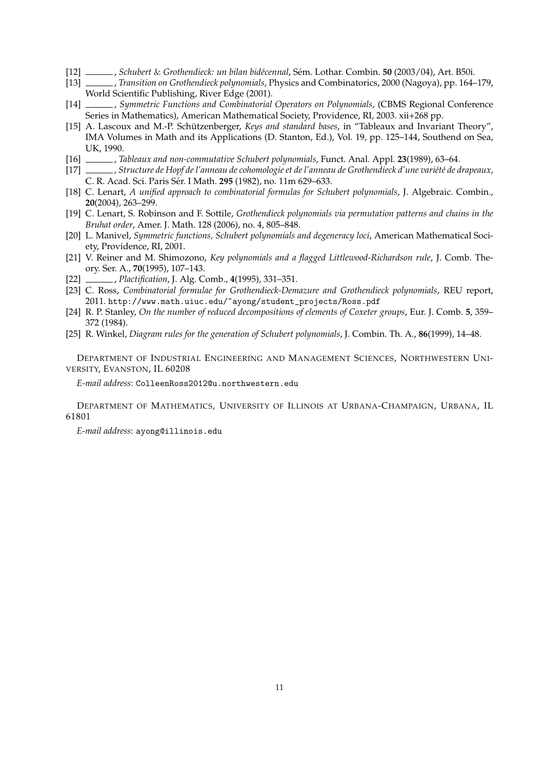[12] ______, *Schubert & Grothendieck: un bilan bidécennal*, Sém. Lothar. Combin. **50** (2003/04), Art. B50i.

[13] ______, *Transition on Grothendieck polynomials*, Physics and Combinatorics, 2000 (Nagoya), pp. 164–179, World Scientific Publishing, River Edge (2001).

[14] ______, *Symmetric Functions and Combinatorial Operators on Polynomials*, (CBMS Regional Conference Series in Mathematics), American Mathematical Society, Providence, RI, 2003. xii+268 pp.

[15] A. Lascoux and M.-P. Schützenberger, *Keys and standard bases*, in "Tableaux and Invariant Theory", IMA Volumes in Math and its Applications (D. Stanton, Ed.), Vol. 19, pp. 125–144, Southend on Sea, UK, 1990.

[16] ______, *Tableaux and non-commutative Schubert polynomials*, Funct. Anal. Appl. **23**(1989), 63–64.

[17] ______, *Structure de Hopf de l'anneau de cohomologie et de l'anneau de Grothendieck d'une variété de drapeaux*, C. R. Acad. Sci. Paris Sér. I Math. **295** (1982), no. 11m 629–633.

[18] C. Lenart, *A unified approach to combinatorial formulas for Schubert polynomials*, J. Algebraic. Combin., **20**(2004), 263–299.

[19] C. Lenart, S. Robinson and F. Sottile, *Grothendieck polynomials via permutation patterns and chains in the Bruhat order*, Amer. J. Math. 128 (2006), no. 4, 805–848.

[20] L. Manivel, *Symmetric functions, Schubert polynomials and degeneracy loci*, American Mathematical Society, Providence, RI, 2001.

[21] V. Reiner and M. Shimozono, *Key polynomials and a flagged Littlewood-Richardson rule*, J. Comb. Theory. Ser. A., **70**(1995), 107–143.

[22] ______, *Plactification*, J. Alg. Comb., **4**(1995), 331–351.

[23] C. Ross, *Combinatorial formulae for Grothendieck-Demazure and Grothendieck polynomials*, REU report, 2011. http://www.math.uiuc.edu/~ayong/student_projects/Ross.pdf

[24] R. P. Stanley, *On the number of reduced decompositions of elements of Coxeter groups*, Eur. J. Comb. **5**, 359–372 (1984).

[25] R. Winkel, *Diagram rules for the generation of Schubert polynomials*, J. Combin. Th. A., **86**(1999), 14–48.

DEPARTMENT OF INDUSTRIAL ENGINEERING AND MANAGEMENT SCIENCES, NORTHWESTERN UNIVERSITY, EVANSTON, IL 60208

*E-mail address*: ColleenRoss2012@u.northwestern.edu

DEPARTMENT OF MATHEMATICS, UNIVERSITY OF ILLINOIS AT URBANA-CHAMPAIGN, URBANA, IL 61801

*E-mail address*: ayong@illinois.edu